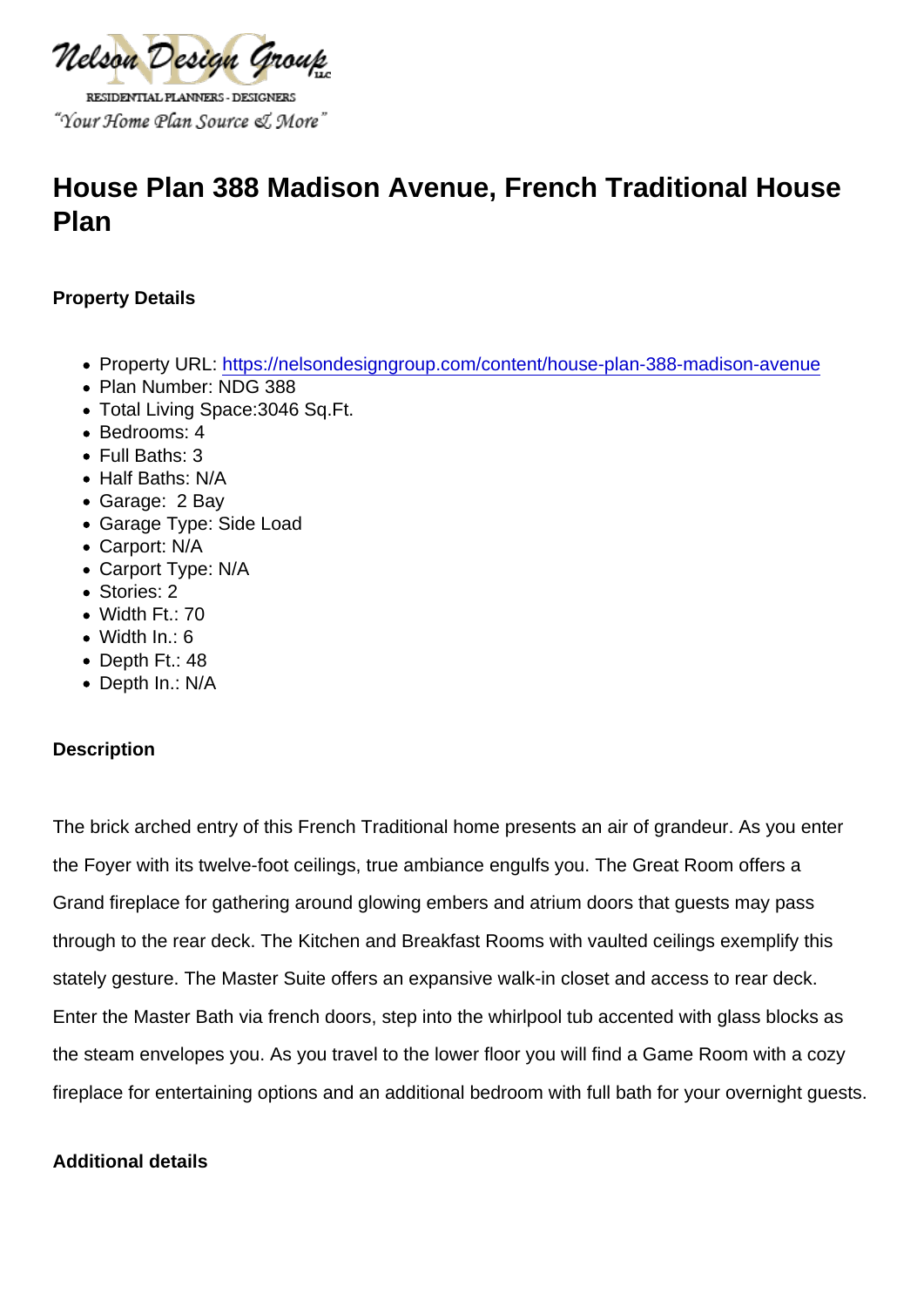Nelson Design Group

RESIDENTIAL PLANNERS - DESIGNERS

"Your Home Plan Source & More"

# House Plan 388 Madison Avenue, French Traditional House Plan

**Property Details**

- Property URL: https://nelsondesigngroup.com/content/house-plan-388-madison-avenue
- Plan Number: NDG 388
- Total Living Space:3046 Sq.Ft.
- Bedrooms: 4
- Full Baths: 3
- Half Baths: N/A
- Garage: 2 Bay
- Garage Type: Side Load
- Carport: N/A
- Carport Type: N/A
- Stories: 2
- Width Ft.: 70
- Width In.: 6
- Depth Ft.: 48
- Depth In.: N/A

**Description**

The brick arched entry of this French Traditional home presents an air of grandeur. As you enter the Foyer with its twelve-foot ceilings, true ambiance engulfs you. The Great Room offers a Grand fireplace for gathering around glowing embers and atrium doors that guests may pass through to the rear deck. The Kitchen and Breakfast Rooms with vaulted ceilings exemplify this stately gesture. The Master Suite offers an expansive walk-in closet and access to rear deck. Enter the Master Bath via french doors, step into the whirlpool tub accented with glass blocks as the steam envelopes you. As you travel to the lower floor you will find a Game Room with a cozy fireplace for entertaining options and an additional bedroom with full bath for your overnight guests.

**Additional details**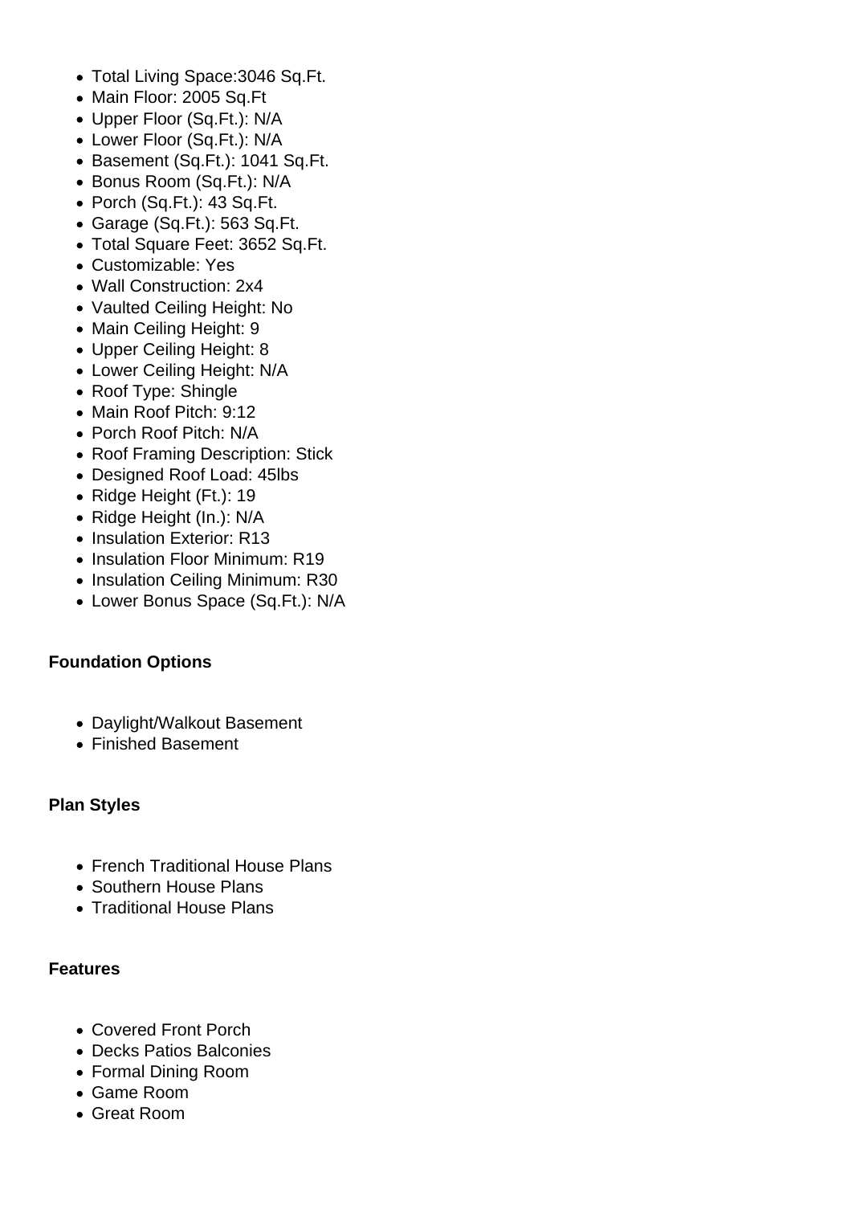- Total Living Space:3046 Sq.Ft.
- Main Floor: 2005 Sq.Ft
- Upper Floor (Sq.Ft.): N/A
- Lower Floor (Sq.Ft.): N/A
- Basement (Sq.Ft.): 1041 Sq.Ft.
- Bonus Room (Sq.Ft.): N/A
- Porch (Sq.Ft.): 43 Sq.Ft.
- Garage (Sq.Ft.): 563 Sq.Ft.
- Total Square Feet: 3652 Sq.Ft.
- Customizable: Yes
- Wall Construction: 2x4
- Vaulted Ceiling Height: No
- Main Ceiling Height: 9
- Upper Ceiling Height: 8
- Lower Ceiling Height: N/A
- Roof Type: Shingle
- Main Roof Pitch: 9:12
- Porch Roof Pitch: N/A
- Roof Framing Description: Stick
- Designed Roof Load: 45lbs
- Ridge Height (Ft.): 19
- Ridge Height (In.): N/A
- Insulation Exterior: R13
- Insulation Floor Minimum: R19
- Insulation Ceiling Minimum: R30
- Lower Bonus Space (Sq.Ft.): N/A

**Foundation Options**

- Daylight/Walkout Basement
- Finished Basement

**Plan Styles**

- French Traditional House Plans
- Southern House Plans
- Traditional House Plans

**Features**

- Covered Front Porch
- Decks Patios Balconies
- Formal Dining Room
- Game Room
- Great Room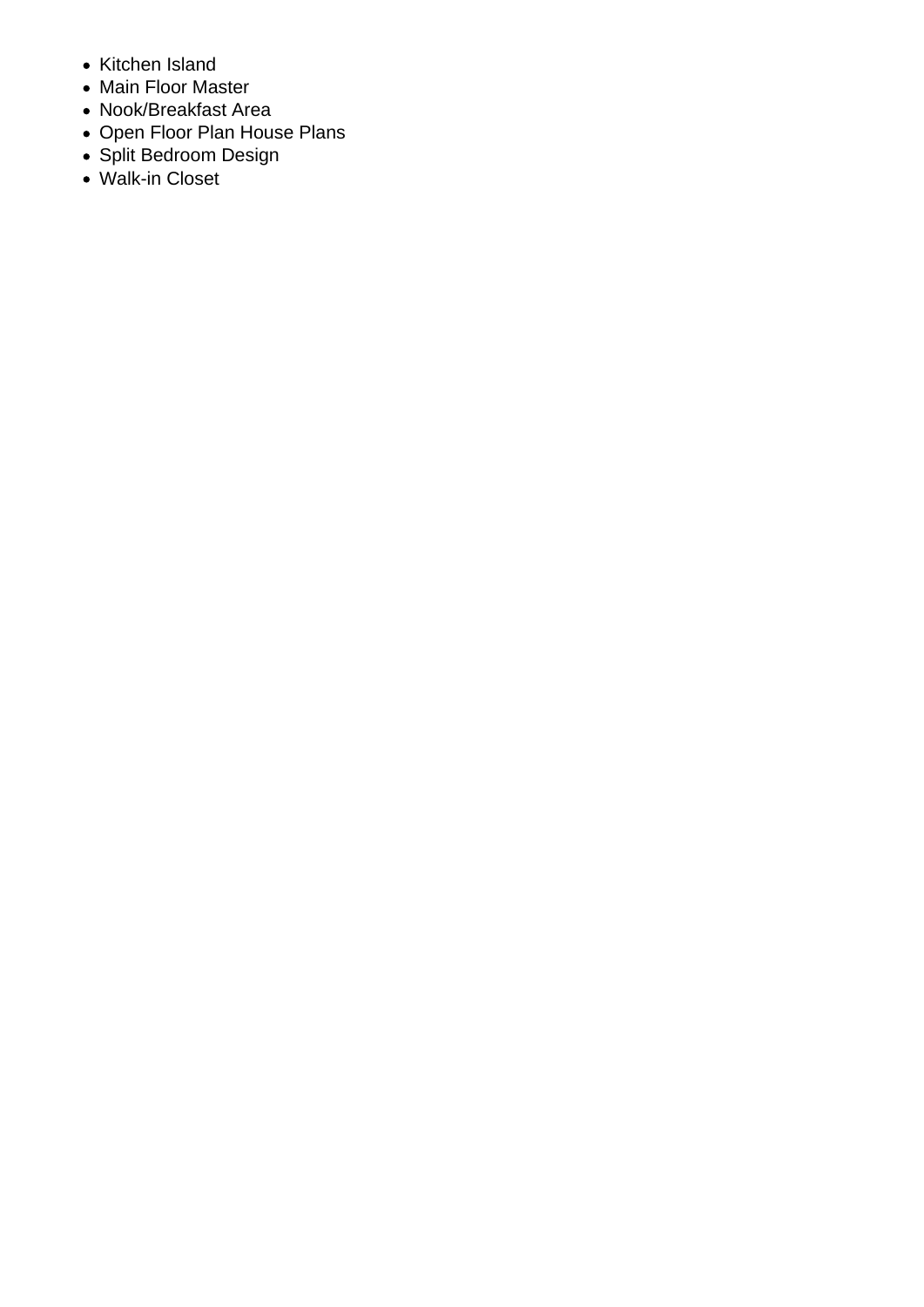- Kitchen Island
- Main Floor Master
- Nook/Breakfast Area
- Open Floor Plan House Plans
- Split Bedroom Design
- Walk-in Closet